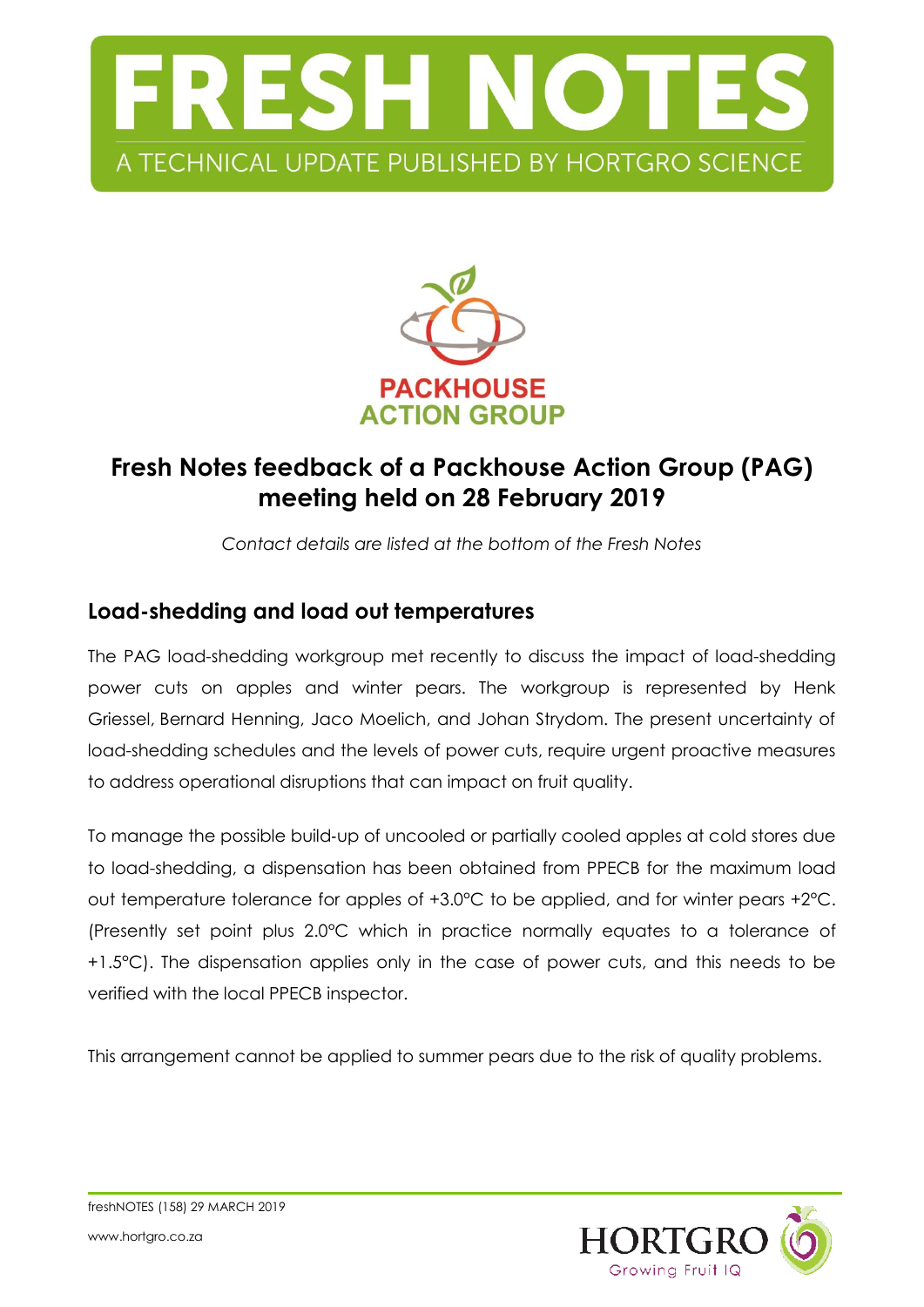# FRESH NOTES

A TECHNICAL UPDATE PUBLISHED BY HORTGRO SCIENCE

PACKHOUSE ACTION GROUP

## Fresh Notes feedback of a Packhouse Action Group (PAG) meeting held on 28 February 2019

*Contact details are listed at the bottom of the Fresh Notes*

### Load-shedding and load out temperatures

The PAG load-shedding workgroup met recently to discuss the impact of load-shedding power cuts on apples and winter pears. The workgroup is represented by Henk Griessel, Bernard Henning, Jaco Moelich, and Johan Strydom. The present uncertainty of load-shedding schedules and the levels of power cuts, require urgent proactive measures to address operational disruptions that can impact on fruit quality.

To manage the possible build-up of uncooled or partially cooled apples at cold stores due to load-shedding, a dispensation has been obtained from PPECB for the maximum load out temperature tolerance for apples of +3.0°C to be applied, and for winter pears +2°C. (Presently set point plus 2.0°C which in practice normally equates to a tolerance of +1.5°C). The dispensation applies only in the case of power cuts, and this needs to be verified with the local PPECB inspector.

This arrangement cannot be applied to summer pears due to the risk of quality problems.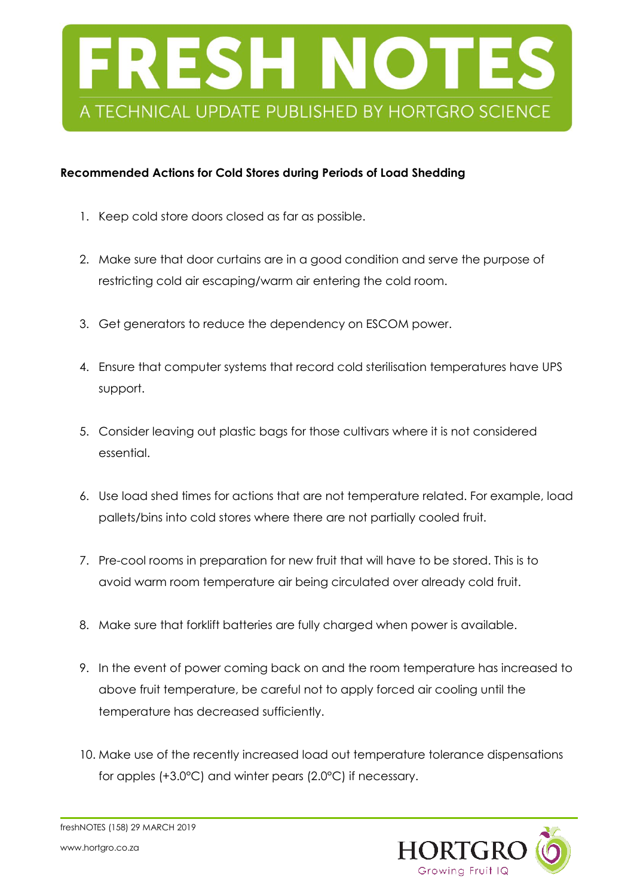# FRESH NOTES

A TECHNICAL UPDATE PUBLISHED BY HORTGRO SCIENCE

**Recommended Actions for Cold Stores during Periods of Load Shedding**

1. Keep cold store doors closed as far as possible.

2. Make sure that door curtains are in a good condition and serve the purpose of restricting cold air escaping/warm air entering the cold room.

3. Get generators to reduce the dependency on ESCOM power.

4. Ensure that computer systems that record cold sterilisation temperatures have UPS support.

5. Consider leaving out plastic bags for those cultivars where it is not considered essential.

6. Use load shed times for actions that are not temperature related. For example, load pallets/bins into cold stores where there are not partially cooled fruit.

7. Pre-cool rooms in preparation for new fruit that will have to be stored. This is to avoid warm room temperature air being circulated over already cold fruit.

8. Make sure that forklift batteries are fully charged when power is available.

9. In the event of power coming back on and the room temperature has increased to above fruit temperature, be careful not to apply forced air cooling until the temperature has decreased sufficiently.

10. Make use of the recently increased load out temperature tolerance dispensations for apples (+3.0°C) and winter pears (2.0°C) if necessary.

freshNOTES (158) 29 MARCH 2019

www.hortgro.co.za

HORTGRO Growing Fruit IQ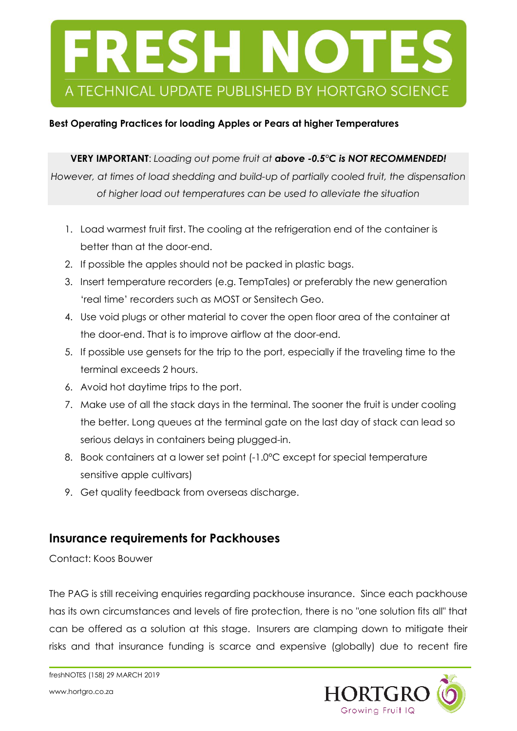# FRESH NOTES

A TECHNICAL UPDATE PUBLISHED BY HORTGRO SCIENCE

**Best Operating Practices for loading Apples or Pears at higher Temperatures**

**VERY IMPORTANT**: *Loading out pome fruit at* ***above -0.5°C is NOT RECOMMENDED!*** *However, at times of load shedding and build-up of partially cooled fruit, the dispensation of higher load out temperatures can be used to alleviate the situation*

1. Load warmest fruit first. The cooling at the refrigeration end of the container is better than at the door-end.
2. If possible the apples should not be packed in plastic bags.
3. Insert temperature recorders (e.g. TempTales) or preferably the new generation 'real time' recorders such as MOST or Sensitech Geo.
4. Use void plugs or other material to cover the open floor area of the container at the door-end. That is to improve airflow at the door-end.
5. If possible use gensets for the trip to the port, especially if the traveling time to the terminal exceeds 2 hours.
6. Avoid hot daytime trips to the port.
7. Make use of all the stack days in the terminal. The sooner the fruit is under cooling the better. Long queues at the terminal gate on the last day of stack can lead so serious delays in containers being plugged-in.
8. Book containers at a lower set point (-1.0°C except for special temperature sensitive apple cultivars)
9. Get quality feedback from overseas discharge.

## Insurance requirements for Packhouses

Contact: Koos Bouwer

The PAG is still receiving enquiries regarding packhouse insurance. Since each packhouse has its own circumstances and levels of fire protection, there is no "one solution fits all" that can be offered as a solution at this stage. Insurers are clamping down to mitigate their risks and that insurance funding is scarce and expensive (globally) due to recent fire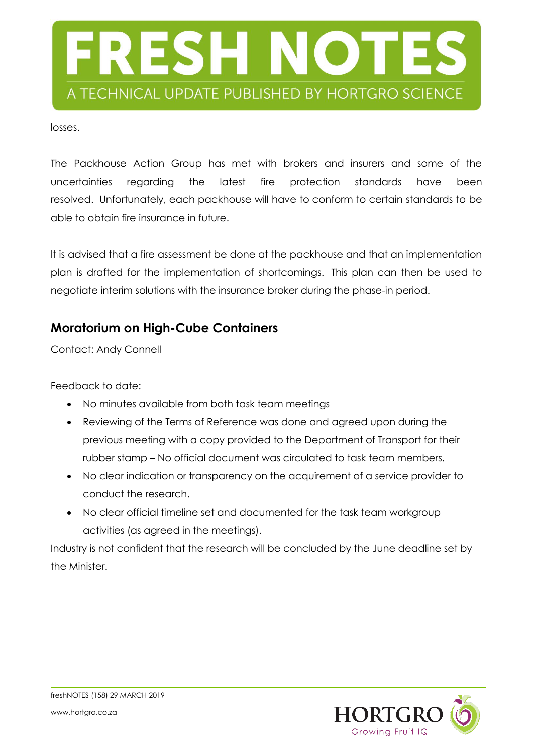losses.

The Packhouse Action Group has met with brokers and insurers and some of the uncertainties regarding the latest fire protection standards have been resolved. Unfortunately, each packhouse will have to conform to certain standards to be able to obtain fire insurance in future.

It is advised that a fire assessment be done at the packhouse and that an implementation plan is drafted for the implementation of shortcomings. This plan can then be used to negotiate interim solutions with the insurance broker during the phase-in period.

## Moratorium on High-Cube Containers

Contact: Andy Connell

Feedback to date:

- No minutes available from both task team meetings
- Reviewing of the Terms of Reference was done and agreed upon during the previous meeting with a copy provided to the Department of Transport for their rubber stamp – No official document was circulated to task team members.
- No clear indication or transparency on the acquirement of a service provider to conduct the research.
- No clear official timeline set and documented for the task team workgroup activities (as agreed in the meetings).

Industry is not confident that the research will be concluded by the June deadline set by the Minister.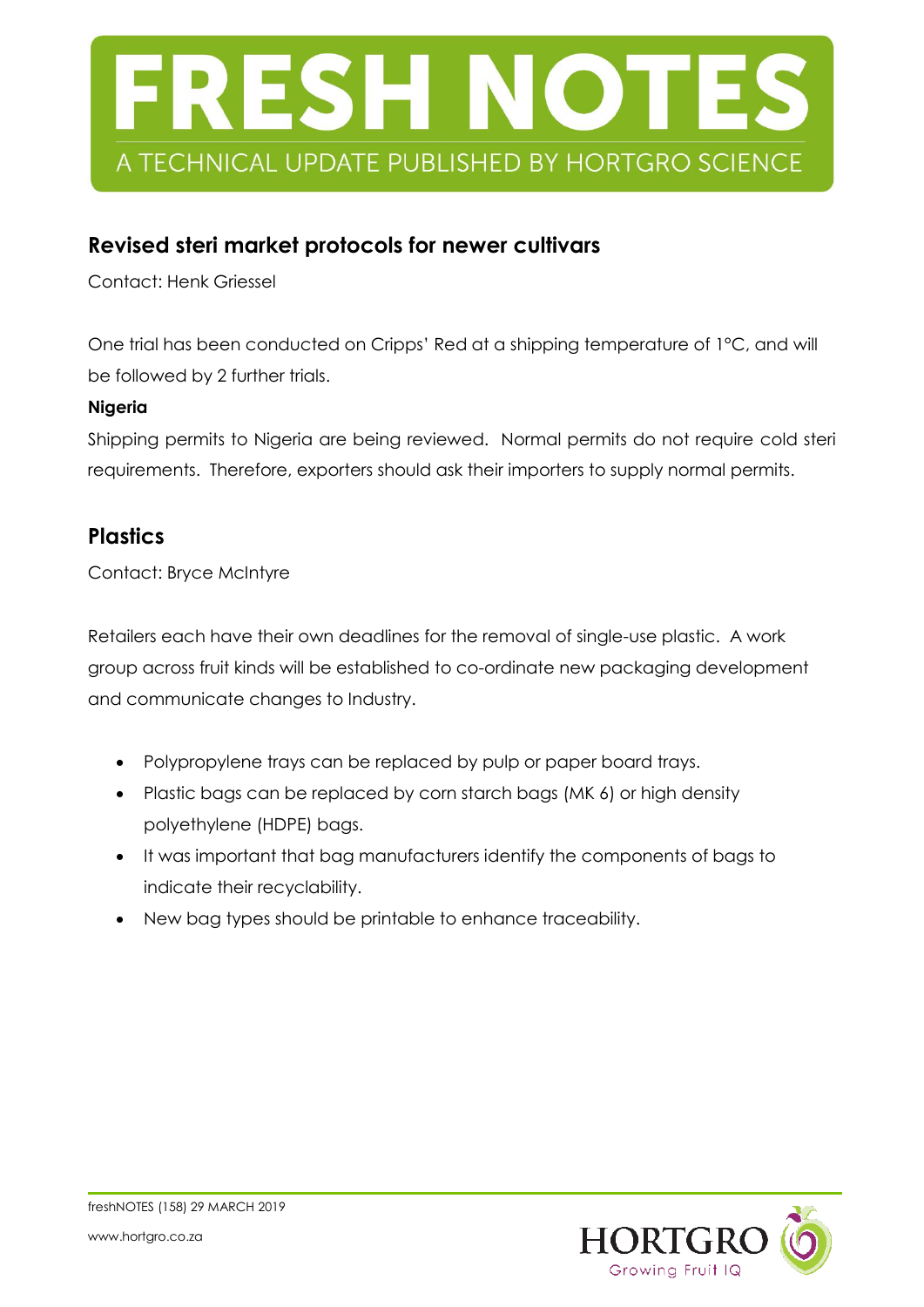## Revised steri market protocols for newer cultivars

Contact: Henk Griessel

One trial has been conducted on Cripps' Red at a shipping temperature of 1°C, and will be followed by 2 further trials.

**Nigeria**

Shipping permits to Nigeria are being reviewed. Normal permits do not require cold steri requirements. Therefore, exporters should ask their importers to supply normal permits.

## Plastics

Contact: Bryce McIntyre

Retailers each have their own deadlines for the removal of single-use plastic. A work group across fruit kinds will be established to co-ordinate new packaging development and communicate changes to Industry.

- Polypropylene trays can be replaced by pulp or paper board trays.
- Plastic bags can be replaced by corn starch bags (MK 6) or high density polyethylene (HDPE) bags.
- It was important that bag manufacturers identify the components of bags to indicate their recyclability.
- New bag types should be printable to enhance traceability.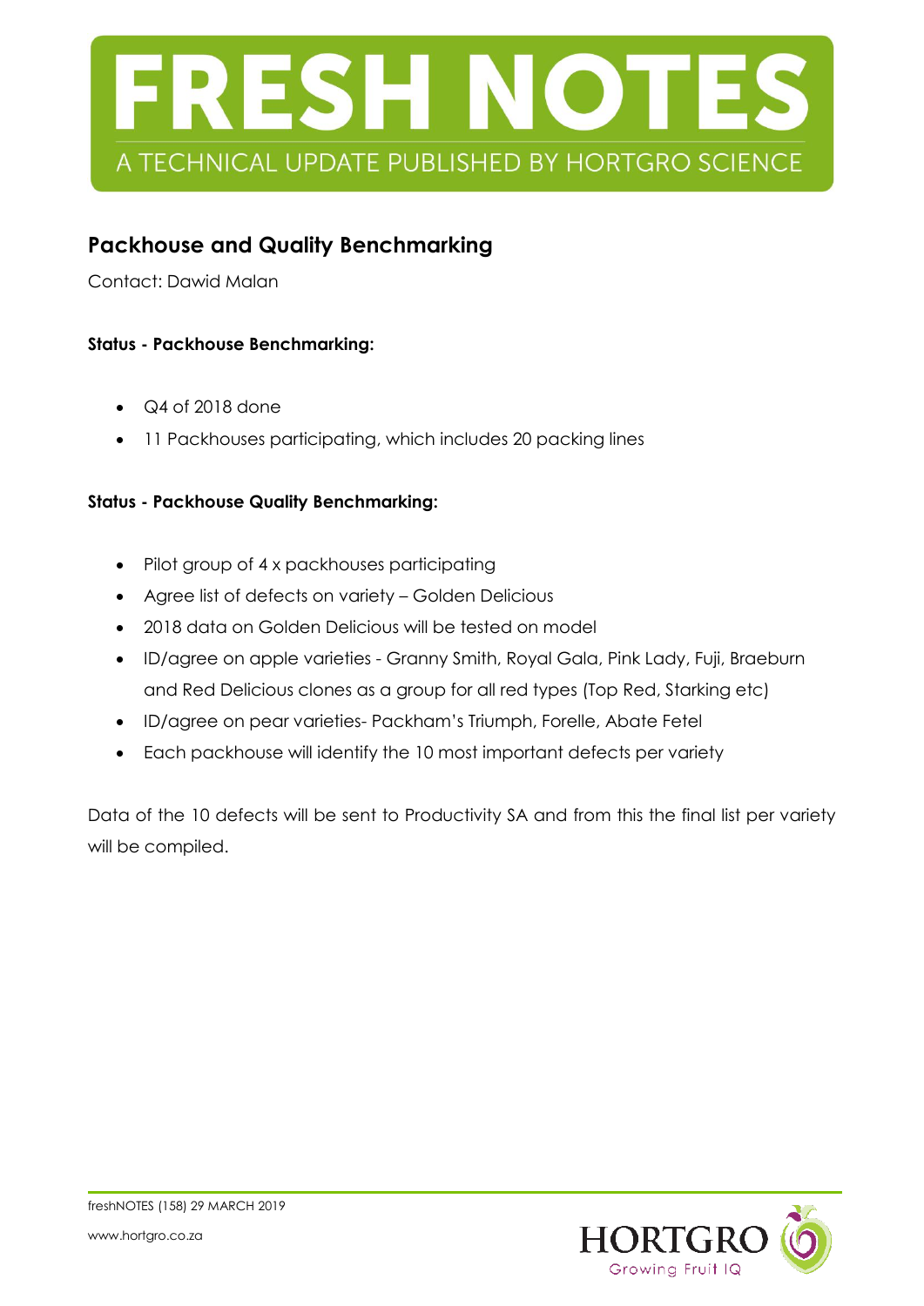## Packhouse and Quality Benchmarking

Contact: Dawid Malan

**Status - Packhouse Benchmarking:**

- Q4 of 2018 done
- 11 Packhouses participating, which includes 20 packing lines

**Status - Packhouse Quality Benchmarking:**

- Pilot group of 4 x packhouses participating
- Agree list of defects on variety – Golden Delicious
- 2018 data on Golden Delicious will be tested on model
- ID/agree on apple varieties - Granny Smith, Royal Gala, Pink Lady, Fuji, Braeburn and Red Delicious clones as a group for all red types (Top Red, Starking etc)
- ID/agree on pear varieties- Packham's Triumph, Forelle, Abate Fetel
- Each packhouse will identify the 10 most important defects per variety

Data of the 10 defects will be sent to Productivity SA and from this the final list per variety will be compiled.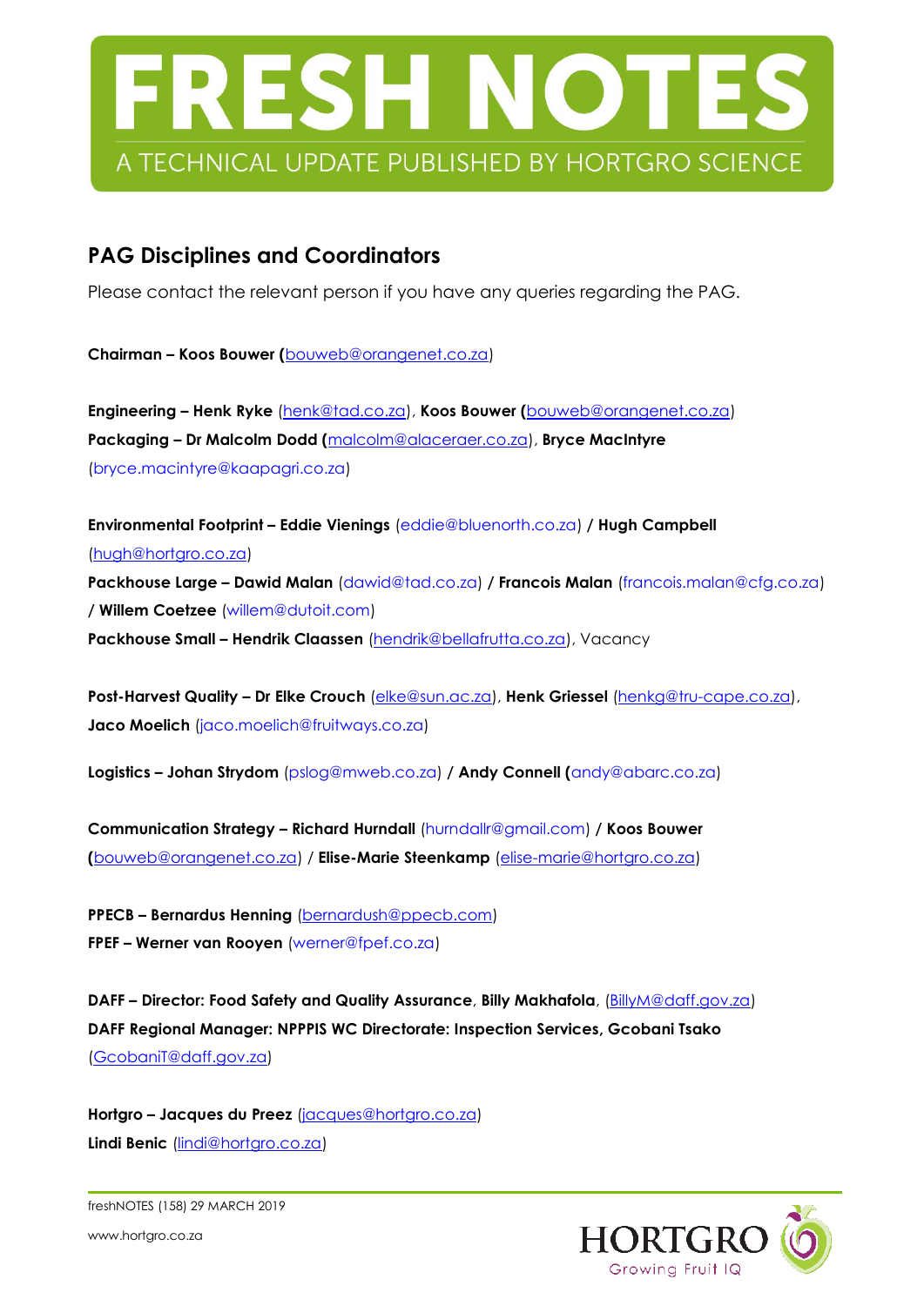## PAG Disciplines and Coordinators

Please contact the relevant person if you have any queries regarding the PAG.

**Chairman – Koos Bouwer (**bouweb@orangenet.co.za)

**Engineering – Henk Ryke** (henk@tad.co.za), **Koos Bouwer (**bouweb@orangenet.co.za)
**Packaging – Dr Malcolm Dodd (**malcolm@alaceraer.co.za), **Bryce MacIntyre** (bryce.macintyre@kaapagri.co.za)

**Environmental Footprint – Eddie Vienings** (eddie@bluenorth.co.za) **/ Hugh Campbell** (hugh@hortgro.co.za)
**Packhouse Large – Dawid Malan** (dawid@tad.co.za) **/ Francois Malan** (francois.malan@cfg.co.za) **/ Willem Coetzee** (willem@dutoit.com)
**Packhouse Small – Hendrik Claassen** (hendrik@bellafrutta.co.za), Vacancy

**Post-Harvest Quality – Dr Elke Crouch** (elke@sun.ac.za), **Henk Griessel** (henkg@tru-cape.co.za), **Jaco Moelich** (jaco.moelich@fruitways.co.za)

**Logistics – Johan Strydom** (pslog@mweb.co.za) **/ Andy Connell (**andy@abarc.co.za)

**Communication Strategy – Richard Hurndall** (hurndallr@gmail.com) **/ Koos Bouwer (**bouweb@orangenet.co.za) / **Elise-Marie Steenkamp** (elise-marie@hortgro.co.za)

**PPECB – Bernardus Henning** (bernardush@ppecb.com)
**FPEF – Werner van Rooyen** (werner@fpef.co.za)

**DAFF – Director: Food Safety and Quality Assurance**, **Billy Makhafola**, (BillyM@daff.gov.za)
**DAFF Regional Manager: NPPPIS WC Directorate: Inspection Services, Gcobani Tsako** (GcobaniT@daff.gov.za)

**Hortgro – Jacques du Preez** (jacques@hortgro.co.za)
**Lindi Benic** (lindi@hortgro.co.za)